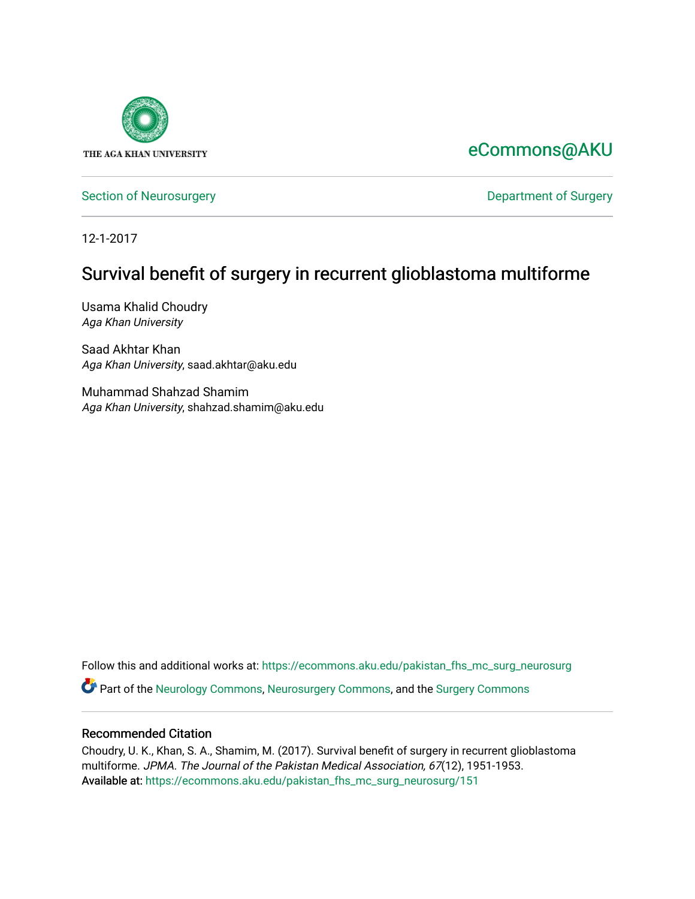THE AGA KHAN UNIVERSITY

eCommons@AKU

Section of Neurosurgery | Department of Surgery

12-1-2017

# Survival benefit of surgery in recurrent glioblastoma multiforme

Usama Khalid Choudry
*Aga Khan University*

Saad Akhtar Khan
*Aga Khan University*, saad.akhtar@aku.edu

Muhammad Shahzad Shamim
*Aga Khan University*, shahzad.shamim@aku.edu

Follow this and additional works at: https://ecommons.aku.edu/pakistan_fhs_mc_surg_neurosurg

Part of the Neurology Commons, Neurosurgery Commons, and the Surgery Commons

## Recommended Citation

Choudry, U. K., Khan, S. A., Shamim, M. (2017). Survival benefit of surgery in recurrent glioblastoma multiforme. *JPMA. The Journal of the Pakistan Medical Association, 67*(12), 1951-1953.
Available at: https://ecommons.aku.edu/pakistan_fhs_mc_surg_neurosurg/151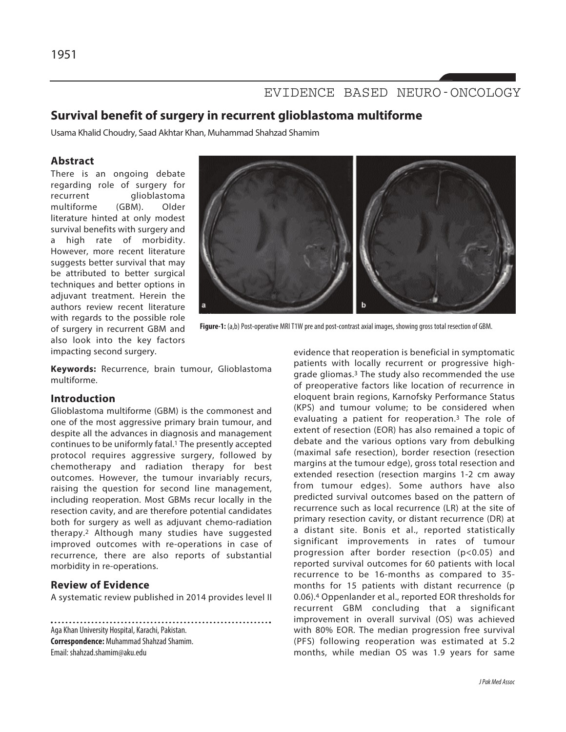EVIDENCE BASED NEURO-ONCOLOGY

# Survival benefit of surgery in recurrent glioblastoma multiforme

Usama Khalid Choudry, Saad Akhtar Khan, Muhammad Shahzad Shamim

## Abstract

There is an ongoing debate regarding role of surgery for recurrent glioblastoma multiforme (GBM). Older literature hinted at only modest survival benefits with surgery and a high rate of morbidity. However, more recent literature suggests better survival that may be attributed to better surgical techniques and better options in adjuvant treatment. Herein the authors review recent literature with regards to the possible role of surgery in recurrent GBM and also look into the key factors impacting second surgery.

**Keywords:** Recurrence, brain tumour, Glioblastoma multiforme.

## Introduction

Glioblastoma multiforme (GBM) is the commonest and one of the most aggressive primary brain tumour, and despite all the advances in diagnosis and management continues to be uniformly fatal.[1] The presently accepted protocol requires aggressive surgery, followed by chemotherapy and radiation therapy for best outcomes. However, the tumour invariably recurs, raising the question for second line management, including reoperation. Most GBMs recur locally in the resection cavity, and are therefore potential candidates both for surgery as well as adjuvant chemo-radiation therapy.[2] Although many studies have suggested improved outcomes with re-operations in case of recurrence, there are also reports of substantial morbidity in re-operations.

## Review of Evidence

A systematic review published in 2014 provides level II evidence that reoperation is beneficial in symptomatic patients with locally recurrent or progressive high-grade gliomas.[3] The study also recommended the use of preoperative factors like location of recurrence in eloquent brain regions, Karnofsky Performance Status (KPS) and tumour volume; to be considered when evaluating a patient for reoperation.[3] The role of extent of resection (EOR) has also remained a topic of debate and the various options vary from debulking (maximal safe resection), border resection (resection margins at the tumour edge), gross total resection and extended resection (resection margins 1-2 cm away from tumour edges). Some authors have also predicted survival outcomes based on the pattern of recurrence such as local recurrence (LR) at the site of primary resection cavity, or distant recurrence (DR) at a distant site. Bonis et al., reported statistically significant improvements in rates of tumour progression after border resection ($p<0.05$) and reported survival outcomes for 60 patients with local recurrence to be 16-months as compared to 35-months for 15 patients with distant recurrence (p 0.06).[4] Oppenlander et al., reported EOR thresholds for recurrent GBM concluding that a significant improvement in overall survival (OS) was achieved with 80% EOR. The median progression free survival (PFS) following reoperation was estimated at 5.2 months, while median OS was 1.9 years for same

Figure-1: (a,b) Post-operative MRI T1W pre and post-contrast axial images, showing gross total resection of GBM.

Aga Khan University Hospital, Karachi, Pakistan.

**Correspondence:** Muhammad Shahzad Shamim.
Email: shahzad.shamim@aku.edu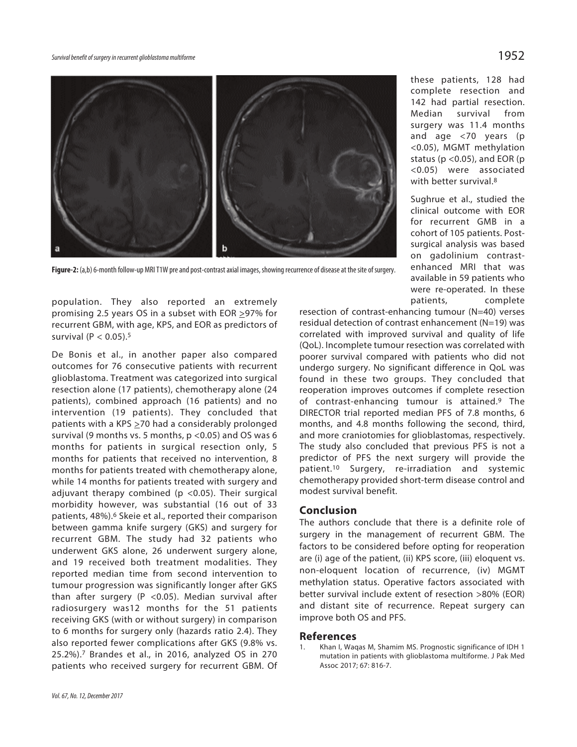Figure-2: (a,b) 6-month follow-up MRI T1W pre and post-contrast axial images, showing recurrence of disease at the site of surgery.

population. They also reported an extremely promising 2.5 years OS in a subset with EOR ≥97% for recurrent GBM, with age, KPS, and EOR as predictors of survival ($P < 0.05$).[5]

De Bonis et al., in another paper also compared outcomes for 76 consecutive patients with recurrent glioblastoma. Treatment was categorized into surgical resection alone (17 patients), chemotherapy alone (24 patients), combined approach (16 patients) and no intervention (19 patients). They concluded that patients with a KPS ≥70 had a considerably prolonged survival (9 months vs. 5 months, $p < 0.05$) and OS was 6 months for patients in surgical resection only, 5 months for patients that received no intervention, 8 months for patients treated with chemotherapy alone, while 14 months for patients treated with surgery and adjuvant therapy combined ($p < 0.05$). Their surgical morbidity however, was substantial (16 out of 33 patients, 48%).[6] Skeie et al., reported their comparison between gamma knife surgery (GKS) and surgery for recurrent GBM. The study had 32 patients who underwent GKS alone, 26 underwent surgery alone, and 19 received both treatment modalities. They reported median time from second intervention to tumour progression was significantly longer after GKS than after surgery ($P < 0.05$). Median survival after radiosurgery was12 months for the 51 patients receiving GKS (with or without surgery) in comparison to 6 months for surgery only (hazards ratio 2.4). They also reported fewer complications after GKS (9.8% vs. 25.2%).[7] Brandes et al., in 2016, analyzed OS in 270 patients who received surgery for recurrent GBM. Of these patients, 128 had complete resection and 142 had partial resection. Median survival from surgery was 11.4 months and age <70 years ($p < 0.05$), MGMT methylation status ($p < 0.05$), and EOR ($p < 0.05$) were associated with better survival.[8]

Sughrue et al., studied the clinical outcome with EOR for recurrent GMB in a cohort of 105 patients. Post-surgical analysis was based on gadolinium contrast-enhanced MRI that was available in 59 patients who were re-operated. In these patients, complete resection of contrast-enhancing tumour (N=40) verses residual detection of contrast enhancement (N=19) was correlated with improved survival and quality of life (QoL). Incomplete tumour resection was correlated with poorer survival compared with patients who did not undergo surgery. No significant difference in QoL was found in these two groups. They concluded that reoperation improves outcomes if complete resection of contrast-enhancing tumour is attained.[9] The DIRECTOR trial reported median PFS of 7.8 months, 6 months, and 4.8 months following the second, third, and more craniotomies for glioblastomas, respectively. The study also concluded that previous PFS is not a predictor of PFS the next surgery will provide the patient.[10] Surgery, re-irradiation and systemic chemotherapy provided short-term disease control and modest survival benefit.

## Conclusion

The authors conclude that there is a definite role of surgery in the management of recurrent GBM. The factors to be considered before opting for reoperation are (i) age of the patient, (ii) KPS score, (iii) eloquent vs. non-eloquent location of recurrence, (iv) MGMT methylation status. Operative factors associated with better survival include extent of resection >80% (EOR) and distant site of recurrence. Repeat surgery can improve both OS and PFS.

## References

1. Khan I, Waqas M, Shamim MS. Prognostic significance of IDH 1 mutation in patients with glioblastoma multiforme. J Pak Med Assoc 2017; 67: 816-7.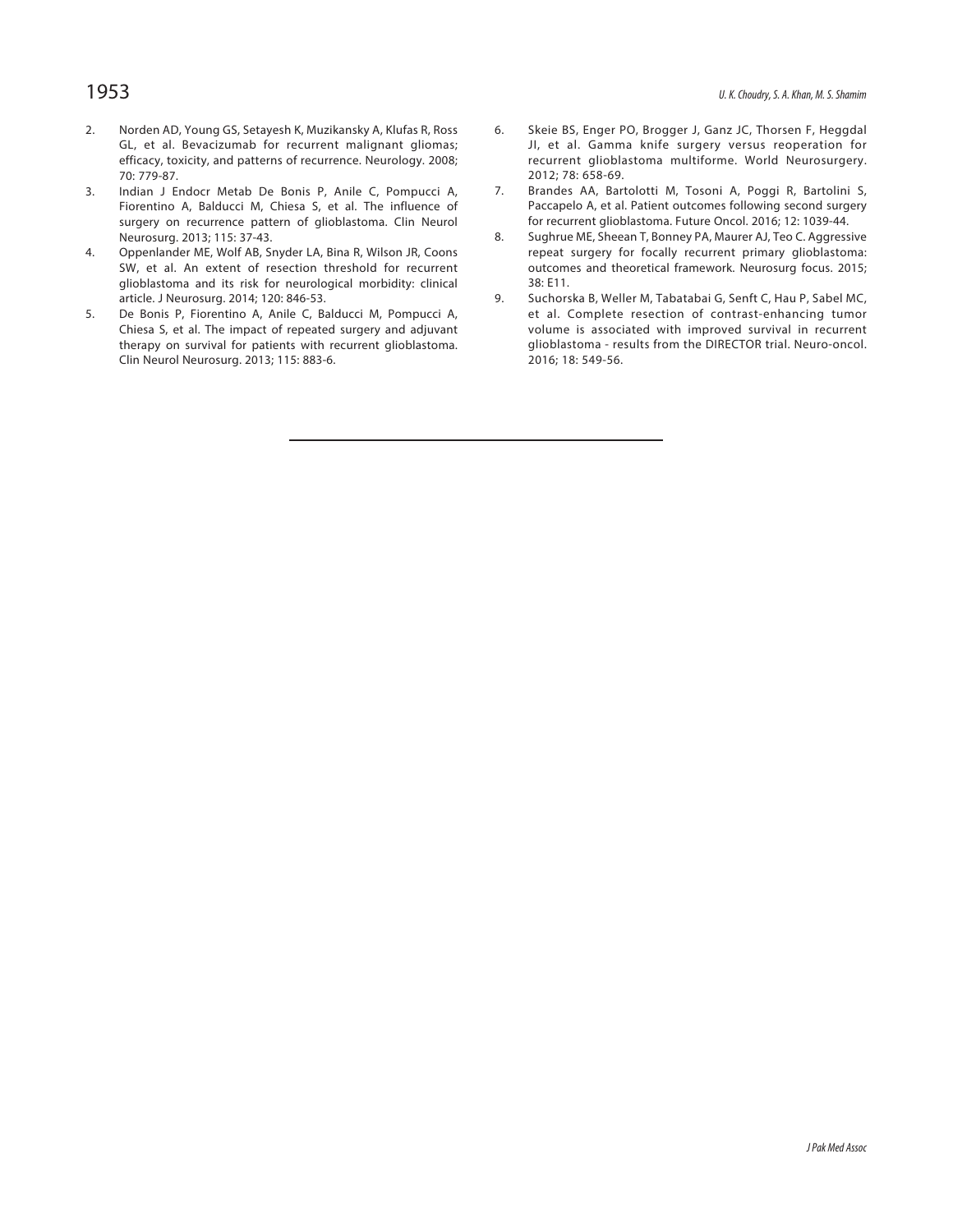2. Norden AD, Young GS, Setayesh K, Muzikansky A, Klufas R, Ross GL, et al. Bevacizumab for recurrent malignant gliomas; efficacy, toxicity, and patterns of recurrence. Neurology. 2008; 70: 779-87.
3. Indian J Endocr Metab De Bonis P, Anile C, Pompucci A, Fiorentino A, Balducci M, Chiesa S, et al. The influence of surgery on recurrence pattern of glioblastoma. Clin Neurol Neurosurg. 2013; 115: 37-43.
4. Oppenlander ME, Wolf AB, Snyder LA, Bina R, Wilson JR, Coons SW, et al. An extent of resection threshold for recurrent glioblastoma and its risk for neurological morbidity: clinical article. J Neurosurg. 2014; 120: 846-53.
5. De Bonis P, Fiorentino A, Anile C, Balducci M, Pompucci A, Chiesa S, et al. The impact of repeated surgery and adjuvant therapy on survival for patients with recurrent glioblastoma. Clin Neurol Neurosurg. 2013; 115: 883-6.
6. Skeie BS, Enger PO, Brogger J, Ganz JC, Thorsen F, Heggdal JI, et al. Gamma knife surgery versus reoperation for recurrent glioblastoma multiforme. World Neurosurgery. 2012; 78: 658-69.
7. Brandes AA, Bartolotti M, Tosoni A, Poggi R, Bartolini S, Paccapelo A, et al. Patient outcomes following second surgery for recurrent glioblastoma. Future Oncol. 2016; 12: 1039-44.
8. Sughrue ME, Sheean T, Bonney PA, Maurer AJ, Teo C. Aggressive repeat surgery for focally recurrent primary glioblastoma: outcomes and theoretical framework. Neurosurg focus. 2015; 38: E11.
9. Suchorska B, Weller M, Tabatabai G, Senft C, Hau P, Sabel MC, et al. Complete resection of contrast-enhancing tumor volume is associated with improved survival in recurrent glioblastoma - results from the DIRECTOR trial. Neuro-oncol. 2016; 18: 549-56.